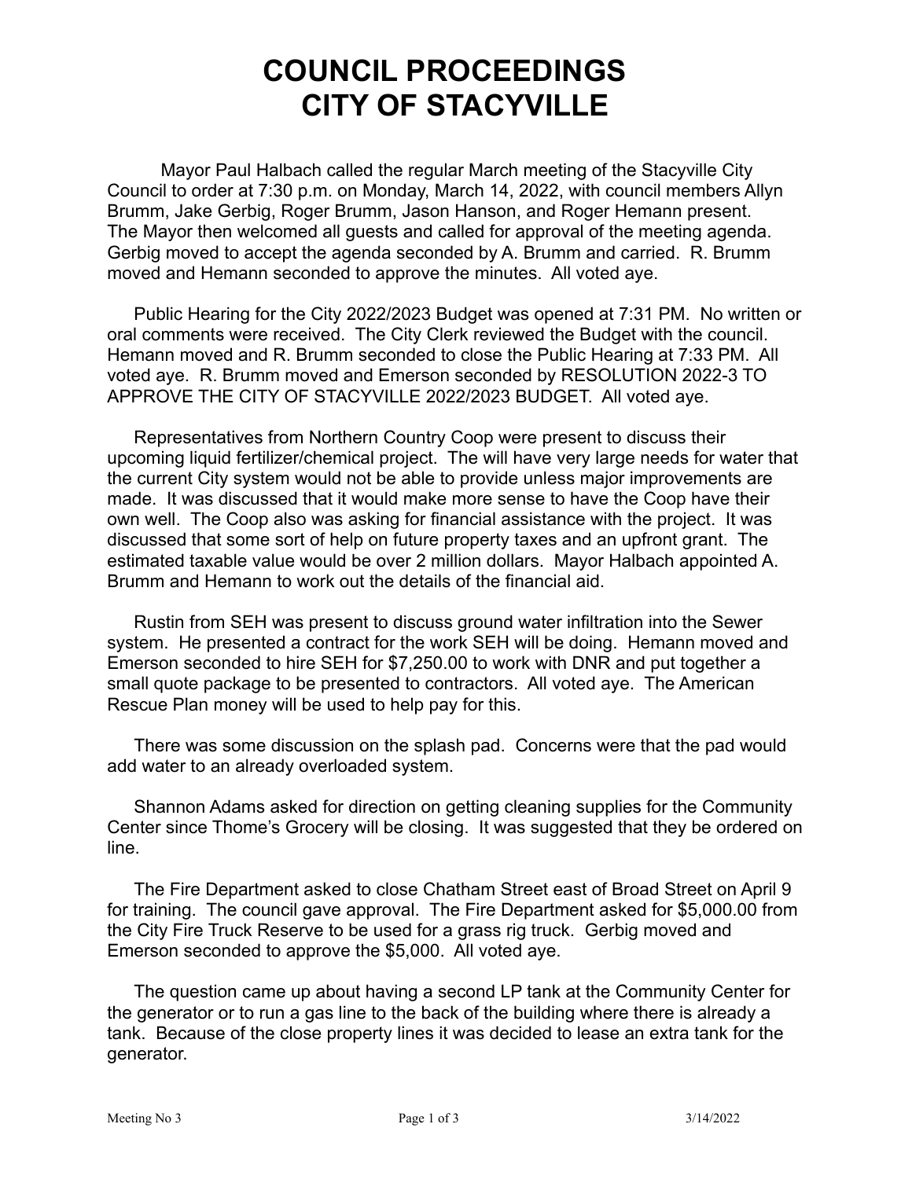# COUNCIL PROCEEDINGS
# CITY OF STACYVILLE

Mayor Paul Halbach called the regular March meeting of the Stacyville City Council to order at 7:30 p.m. on Monday, March 14, 2022, with council members Allyn Brumm, Jake Gerbig, Roger Brumm, Jason Hanson, and Roger Hemann present. The Mayor then welcomed all guests and called for approval of the meeting agenda. Gerbig moved to accept the agenda seconded by A. Brumm and carried. R. Brumm moved and Hemann seconded to approve the minutes. All voted aye.

Public Hearing for the City 2022/2023 Budget was opened at 7:31 PM. No written or oral comments were received. The City Clerk reviewed the Budget with the council. Hemann moved and R. Brumm seconded to close the Public Hearing at 7:33 PM. All voted aye. R. Brumm moved and Emerson seconded by RESOLUTION 2022-3 TO APPROVE THE CITY OF STACYVILLE 2022/2023 BUDGET. All voted aye.

Representatives from Northern Country Coop were present to discuss their upcoming liquid fertilizer/chemical project. The will have very large needs for water that the current City system would not be able to provide unless major improvements are made. It was discussed that it would make more sense to have the Coop have their own well. The Coop also was asking for financial assistance with the project. It was discussed that some sort of help on future property taxes and an upfront grant. The estimated taxable value would be over 2 million dollars. Mayor Halbach appointed A. Brumm and Hemann to work out the details of the financial aid.

Rustin from SEH was present to discuss ground water infiltration into the Sewer system. He presented a contract for the work SEH will be doing. Hemann moved and Emerson seconded to hire SEH for $7,250.00 to work with DNR and put together a small quote package to be presented to contractors. All voted aye. The American Rescue Plan money will be used to help pay for this.

There was some discussion on the splash pad. Concerns were that the pad would add water to an already overloaded system.

Shannon Adams asked for direction on getting cleaning supplies for the Community Center since Thome's Grocery will be closing. It was suggested that they be ordered on line.

The Fire Department asked to close Chatham Street east of Broad Street on April 9 for training. The council gave approval. The Fire Department asked for $5,000.00 from the City Fire Truck Reserve to be used for a grass rig truck. Gerbig moved and Emerson seconded to approve the $5,000. All voted aye.

The question came up about having a second LP tank at the Community Center for the generator or to run a gas line to the back of the building where there is already a tank. Because of the close property lines it was decided to lease an extra tank for the generator.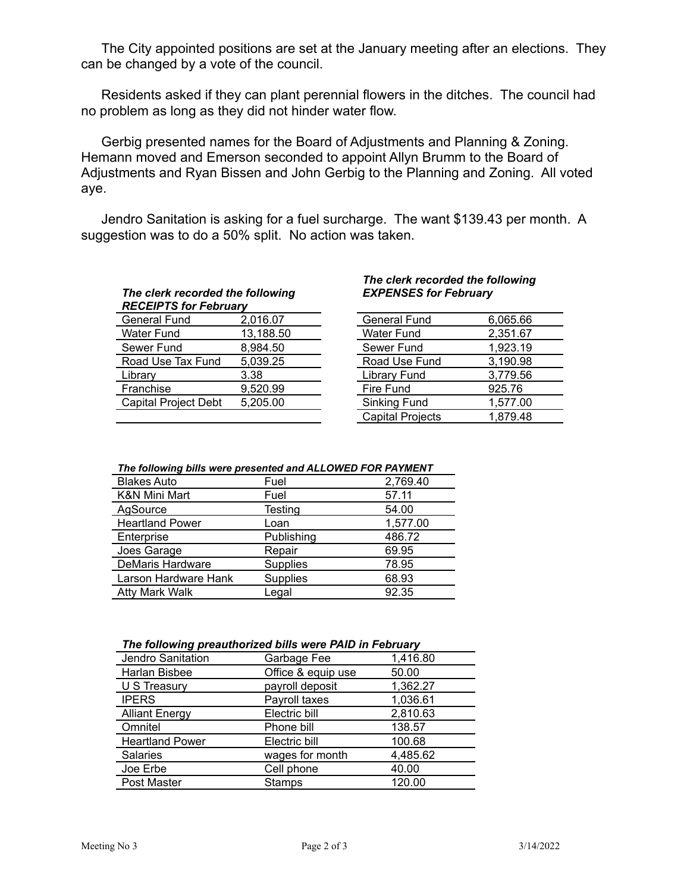The City appointed positions are set at the January meeting after an elections. They can be changed by a vote of the council.

Residents asked if they can plant perennial flowers in the ditches. The council had no problem as long as they did not hinder water flow.

Gerbig presented names for the Board of Adjustments and Planning & Zoning. Hemann moved and Emerson seconded to appoint Allyn Brumm to the Board of Adjustments and Ryan Bissen and John Gerbig to the Planning and Zoning. All voted aye.

Jendro Sanitation is asking for a fuel surcharge. The want $139.43 per month. A suggestion was to do a 50% split. No action was taken.

***The clerk recorded the following RECEIPTS for February***

| | |
|---|---|
| General Fund | 2,016.07 |
| Water Fund | 13,188.50 |
| Sewer Fund | 8,984.50 |
| Road Use Tax Fund | 5,039.25 |
| Library | 3.38 |
| Franchise | 9,520.99 |
| Capital Project Debt | 5,205.00 |

***The clerk recorded the following EXPENSES for February***

| | |
|---|---|
| General Fund | 6,065.66 |
| Water Fund | 2,351.67 |
| Sewer Fund | 1,923.19 |
| Road Use Fund | 3,190.98 |
| Library Fund | 3,779.56 |
| Fire Fund | 925.76 |
| Sinking Fund | 1,577.00 |
| Capital Projects | 1,879.48 |

***The following bills were presented and ALLOWED FOR PAYMENT***

| | | |
|---|---|---|
| Blakes Auto | Fuel | 2,769.40 |
| K&N Mini Mart | Fuel | 57.11 |
| AgSource | Testing | 54.00 |
| Heartland Power | Loan | 1,577.00 |
| Enterprise | Publishing | 486.72 |
| Joes Garage | Repair | 69.95 |
| DeMaris Hardware | Supplies | 78.95 |
| Larson Hardware Hank | Supplies | 68.93 |
| Atty Mark Walk | Legal | 92.35 |

***The following preauthorized bills were PAID in February***

| | | |
|---|---|---|
| Jendro Sanitation | Garbage Fee | 1,416.80 |
| Harlan Bisbee | Office & equip use | 50.00 |
| U S Treasury | payroll deposit | 1,362.27 |
| IPERS | Payroll taxes | 1,036.61 |
| Alliant Energy | Electric bill | 2,810.63 |
| Omnitel | Phone bill | 138.57 |
| Heartland Power | Electric bill | 100.68 |
| Salaries | wages for month | 4,485.62 |
| Joe Erbe | Cell phone | 40.00 |
| Post Master | Stamps | 120.00 |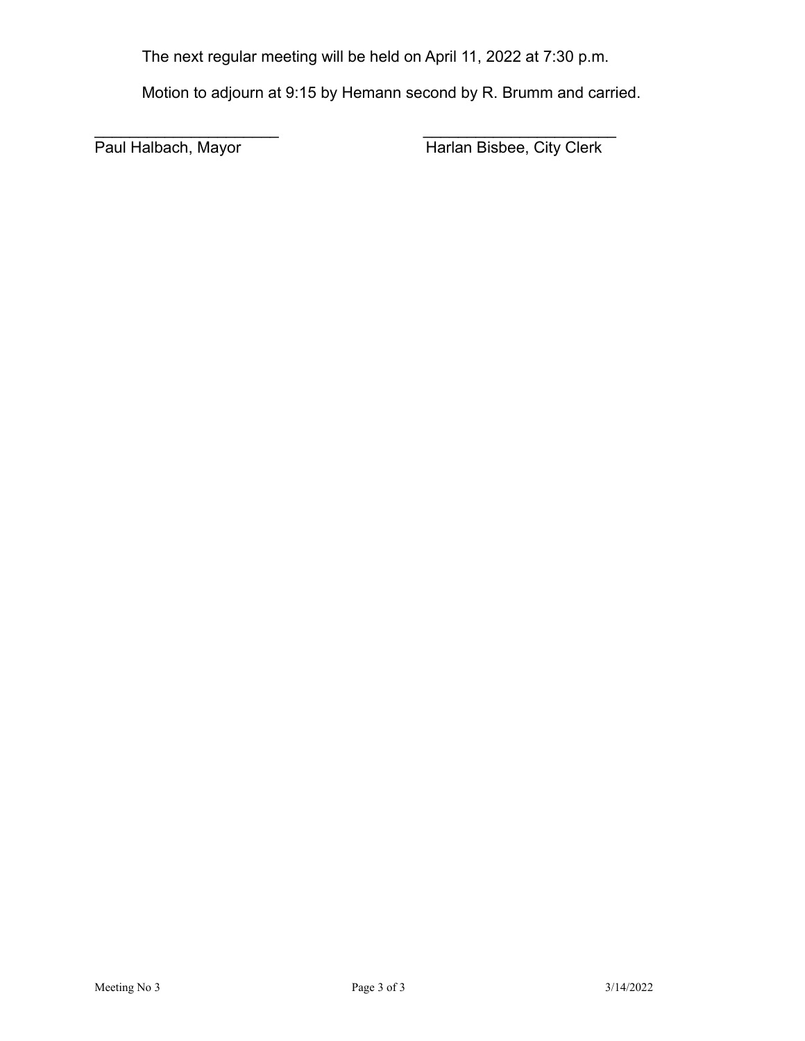The next regular meeting will be held on April 11, 2022 at 7:30 p.m.

Motion to adjourn at 9:15 by Hemann second by R. Brumm and carried.

| | |
|---|---|
| ______________________ | ______________________ |
| Paul Halbach, Mayor | Harlan Bisbee, City Clerk |